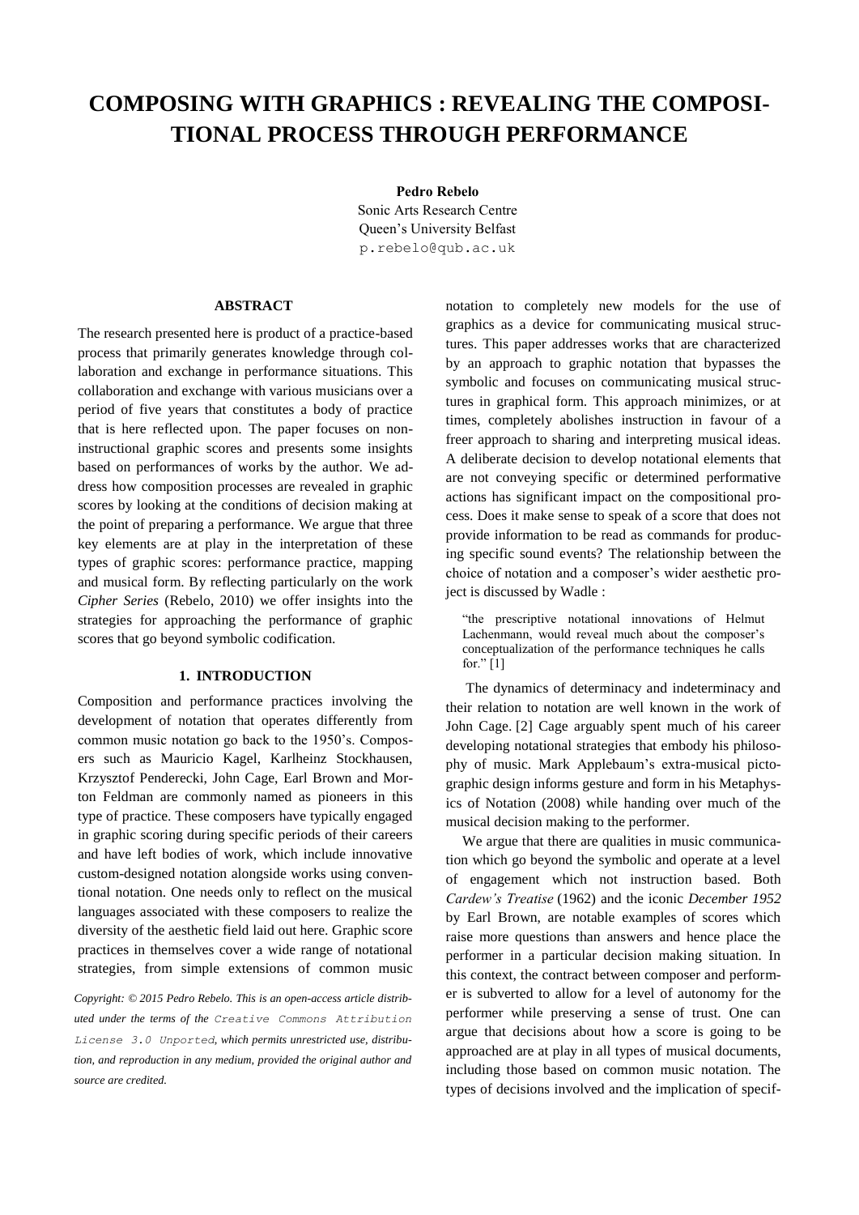# COMPOSING WITH GRAPHICS : REVEALING THE COMPOSITIONAL PROCESS THROUGH PERFORMANCE

**Pedro Rebelo**
Sonic Arts Research Centre
Queen's University Belfast
p.rebelo@qub.ac.uk

## ABSTRACT

The research presented here is product of a practice-based process that primarily generates knowledge through collaboration and exchange in performance situations. This collaboration and exchange with various musicians over a period of five years that constitutes a body of practice that is here reflected upon. The paper focuses on non-instructional graphic scores and presents some insights based on performances of works by the author. We address how composition processes are revealed in graphic scores by looking at the conditions of decision making at the point of preparing a performance. We argue that three key elements are at play in the interpretation of these types of graphic scores: performance practice, mapping and musical form. By reflecting particularly on the work *Cipher Series* (Rebelo, 2010) we offer insights into the strategies for approaching the performance of graphic scores that go beyond symbolic codification.

## 1. INTRODUCTION

Composition and performance practices involving the development of notation that operates differently from common music notation go back to the 1950's. Composers such as Mauricio Kagel, Karlheinz Stockhausen, Krzysztof Penderecki, John Cage, Earl Brown and Morton Feldman are commonly named as pioneers in this type of practice. These composers have typically engaged in graphic scoring during specific periods of their careers and have left bodies of work, which include innovative custom-designed notation alongside works using conventional notation. One needs only to reflect on the musical languages associated with these composers to realize the diversity of the aesthetic field laid out here. Graphic score practices in themselves cover a wide range of notational strategies, from simple extensions of common music notation to completely new models for the use of graphics as a device for communicating musical structures. This paper addresses works that are characterized by an approach to graphic notation that bypasses the symbolic and focuses on communicating musical structures in graphical form. This approach minimizes, or at times, completely abolishes instruction in favour of a freer approach to sharing and interpreting musical ideas. A deliberate decision to develop notational elements that are not conveying specific or determined performative actions has significant impact on the compositional process. Does it make sense to speak of a score that does not provide information to be read as commands for producing specific sound events? The relationship between the choice of notation and a composer's wider aesthetic project is discussed by Wadle :

> "the prescriptive notational innovations of Helmut Lachenmann, would reveal much about the composer's conceptualization of the performance techniques he calls for." [1]

The dynamics of determinacy and indeterminacy and their relation to notation are well known in the work of John Cage. [2] Cage arguably spent much of his career developing notational strategies that embody his philosophy of music. Mark Applebaum's extra-musical pictographic design informs gesture and form in his Metaphysics of Notation (2008) while handing over much of the musical decision making to the performer.

We argue that there are qualities in music communication which go beyond the symbolic and operate at a level of engagement which not instruction based. Both *Cardew's Treatise* (1962) and the iconic *December 1952* by Earl Brown, are notable examples of scores which raise more questions than answers and hence place the performer in a particular decision making situation. In this context, the contract between composer and performer is subverted to allow for a level of autonomy for the performer while preserving a sense of trust. One can argue that decisions about how a score is going to be approached are at play in all types of musical documents, including those based on common music notation. The types of decisions involved and the implication of specif-

*Copyright: © 2015 Pedro Rebelo. This is an open-access article distributed under the terms of the* Creative Commons Attribution License 3.0 Unported, *which permits unrestricted use, distribution, and reproduction in any medium, provided the original author and source are credited.*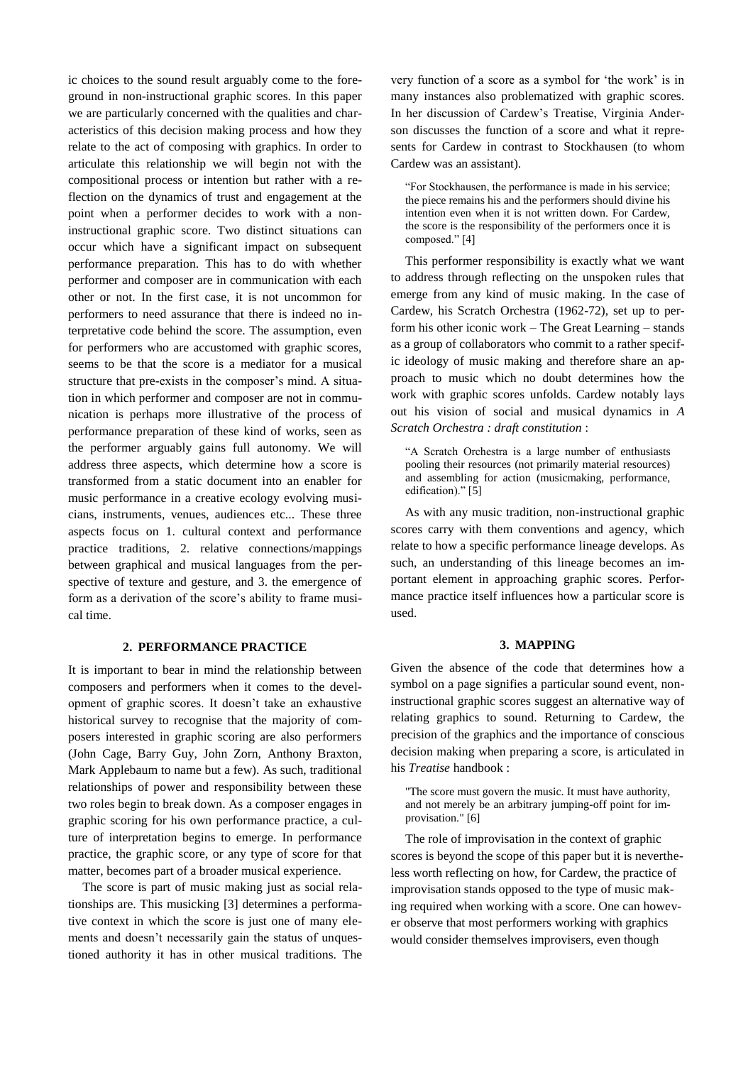ic choices to the sound result arguably come to the foreground in non-instructional graphic scores. In this paper we are particularly concerned with the qualities and characteristics of this decision making process and how they relate to the act of composing with graphics. In order to articulate this relationship we will begin not with the compositional process or intention but rather with a reflection on the dynamics of trust and engagement at the point when a performer decides to work with a non-instructional graphic score. Two distinct situations can occur which have a significant impact on subsequent performance preparation. This has to do with whether performer and composer are in communication with each other or not. In the first case, it is not uncommon for performers to need assurance that there is indeed no interpretative code behind the score. The assumption, even for performers who are accustomed with graphic scores, seems to be that the score is a mediator for a musical structure that pre-exists in the composer's mind. A situation in which performer and composer are not in communication is perhaps more illustrative of the process of performance preparation of these kind of works, seen as the performer arguably gains full autonomy. We will address three aspects, which determine how a score is transformed from a static document into an enabler for music performance in a creative ecology evolving musicians, instruments, venues, audiences etc... These three aspects focus on 1. cultural context and performance practice traditions, 2. relative connections/mappings between graphical and musical languages from the perspective of texture and gesture, and 3. the emergence of form as a derivation of the score's ability to frame musical time.

## 2. PERFORMANCE PRACTICE

It is important to bear in mind the relationship between composers and performers when it comes to the development of graphic scores. It doesn't take an exhaustive historical survey to recognise that the majority of composers interested in graphic scoring are also performers (John Cage, Barry Guy, John Zorn, Anthony Braxton, Mark Applebaum to name but a few). As such, traditional relationships of power and responsibility between these two roles begin to break down. As a composer engages in graphic scoring for his own performance practice, a culture of interpretation begins to emerge. In performance practice, the graphic score, or any type of score for that matter, becomes part of a broader musical experience.

The score is part of music making just as social relationships are. This musicking [3] determines a performative context in which the score is just one of many elements and doesn't necessarily gain the status of unquestioned authority it has in other musical traditions. The very function of a score as a symbol for 'the work' is in many instances also problematized with graphic scores. In her discussion of Cardew's Treatise, Virginia Anderson discusses the function of a score and what it represents for Cardew in contrast to Stockhausen (to whom Cardew was an assistant).

> "For Stockhausen, the performance is made in his service; the piece remains his and the performers should divine his intention even when it is not written down. For Cardew, the score is the responsibility of the performers once it is composed." [4]

This performer responsibility is exactly what we want to address through reflecting on the unspoken rules that emerge from any kind of music making. In the case of Cardew, his Scratch Orchestra (1962-72), set up to perform his other iconic work – The Great Learning – stands as a group of collaborators who commit to a rather specific ideology of music making and therefore share an approach to music which no doubt determines how the work with graphic scores unfolds. Cardew notably lays out his vision of social and musical dynamics in *A Scratch Orchestra : draft constitution* :

> "A Scratch Orchestra is a large number of enthusiasts pooling their resources (not primarily material resources) and assembling for action (musicmaking, performance, edification)." [5]

As with any music tradition, non-instructional graphic scores carry with them conventions and agency, which relate to how a specific performance lineage develops. As such, an understanding of this lineage becomes an important element in approaching graphic scores. Performance practice itself influences how a particular score is used.

## 3. MAPPING

Given the absence of the code that determines how a symbol on a page signifies a particular sound event, non-instructional graphic scores suggest an alternative way of relating graphics to sound. Returning to Cardew, the precision of the graphics and the importance of conscious decision making when preparing a score, is articulated in his *Treatise* handbook :

> "The score must govern the music. It must have authority, and not merely be an arbitrary jumping-off point for improvisation." [6]

The role of improvisation in the context of graphic scores is beyond the scope of this paper but it is nevertheless worth reflecting on how, for Cardew, the practice of improvisation stands opposed to the type of music making required when working with a score. One can however observe that most performers working with graphics would consider themselves improvisers, even though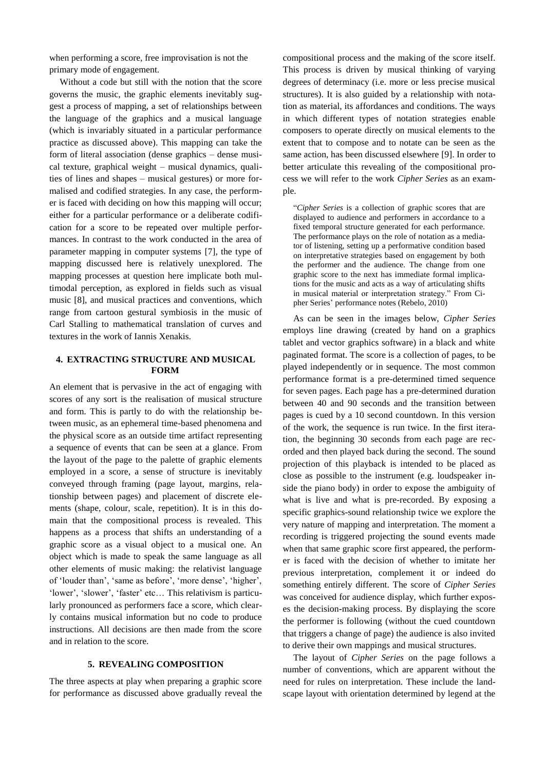when performing a score, free improvisation is not the primary mode of engagement.

Without a code but still with the notion that the score governs the music, the graphic elements inevitably suggest a process of mapping, a set of relationships between the language of the graphics and a musical language (which is invariably situated in a particular performance practice as discussed above). This mapping can take the form of literal association (dense graphics – dense musical texture, graphical weight – musical dynamics, qualities of lines and shapes – musical gestures) or more formalised and codified strategies. In any case, the performer is faced with deciding on how this mapping will occur; either for a particular performance or a deliberate codification for a score to be repeated over multiple performances. In contrast to the work conducted in the area of parameter mapping in computer systems [7], the type of mapping discussed here is relatively unexplored. The mapping processes at question here implicate both multimodal perception, as explored in fields such as visual music [8], and musical practices and conventions, which range from cartoon gestural symbiosis in the music of Carl Stalling to mathematical translation of curves and textures in the work of Iannis Xenakis.

## 4. EXTRACTING STRUCTURE AND MUSICAL FORM

An element that is pervasive in the act of engaging with scores of any sort is the realisation of musical structure and form. This is partly to do with the relationship between music, as an ephemeral time-based phenomena and the physical score as an outside time artifact representing a sequence of events that can be seen at a glance. From the layout of the page to the palette of graphic elements employed in a score, a sense of structure is inevitably conveyed through framing (page layout, margins, relationship between pages) and placement of discrete elements (shape, colour, scale, repetition). It is in this domain that the compositional process is revealed. This happens as a process that shifts an understanding of a graphic score as a visual object to a musical one. An object which is made to speak the same language as all other elements of music making: the relativist language of 'louder than', 'same as before', 'more dense', 'higher', 'lower', 'slower', 'faster' etc… This relativism is particularly pronounced as performers face a score, which clearly contains musical information but no code to produce instructions. All decisions are then made from the score and in relation to the score.

## 5. REVEALING COMPOSITION

The three aspects at play when preparing a graphic score for performance as discussed above gradually reveal the compositional process and the making of the score itself. This process is driven by musical thinking of varying degrees of determinacy (i.e. more or less precise musical structures). It is also guided by a relationship with notation as material, its affordances and conditions. The ways in which different types of notation strategies enable composers to operate directly on musical elements to the extent that to compose and to notate can be seen as the same action, has been discussed elsewhere [9]. In order to better articulate this revealing of the compositional process we will refer to the work *Cipher Series* as an example.

> "*Cipher Series* is a collection of graphic scores that are displayed to audience and performers in accordance to a fixed temporal structure generated for each performance. The performance plays on the role of notation as a mediator of listening, setting up a performative condition based on interpretative strategies based on engagement by both the performer and the audience. The change from one graphic score to the next has immediate formal implications for the music and acts as a way of articulating shifts in musical material or interpretation strategy." From Cipher Series' performance notes (Rebelo, 2010)

As can be seen in the images below, *Cipher Series* employs line drawing (created by hand on a graphics tablet and vector graphics software) in a black and white paginated format. The score is a collection of pages, to be played independently or in sequence. The most common performance format is a pre-determined timed sequence for seven pages. Each page has a pre-determined duration between 40 and 90 seconds and the transition between pages is cued by a 10 second countdown. In this version of the work, the sequence is run twice. In the first iteration, the beginning 30 seconds from each page are recorded and then played back during the second. The sound projection of this playback is intended to be placed as close as possible to the instrument (e.g. loudspeaker inside the piano body) in order to expose the ambiguity of what is live and what is pre-recorded. By exposing a specific graphics-sound relationship twice we explore the very nature of mapping and interpretation. The moment a recording is triggered projecting the sound events made when that same graphic score first appeared, the performer is faced with the decision of whether to imitate her previous interpretation, complement it or indeed do something entirely different. The score of *Cipher Series* was conceived for audience display, which further exposes the decision-making process. By displaying the score the performer is following (without the cued countdown that triggers a change of page) the audience is also invited to derive their own mappings and musical structures.

The layout of *Cipher Series* on the page follows a number of conventions, which are apparent without the need for rules on interpretation. These include the landscape layout with orientation determined by legend at the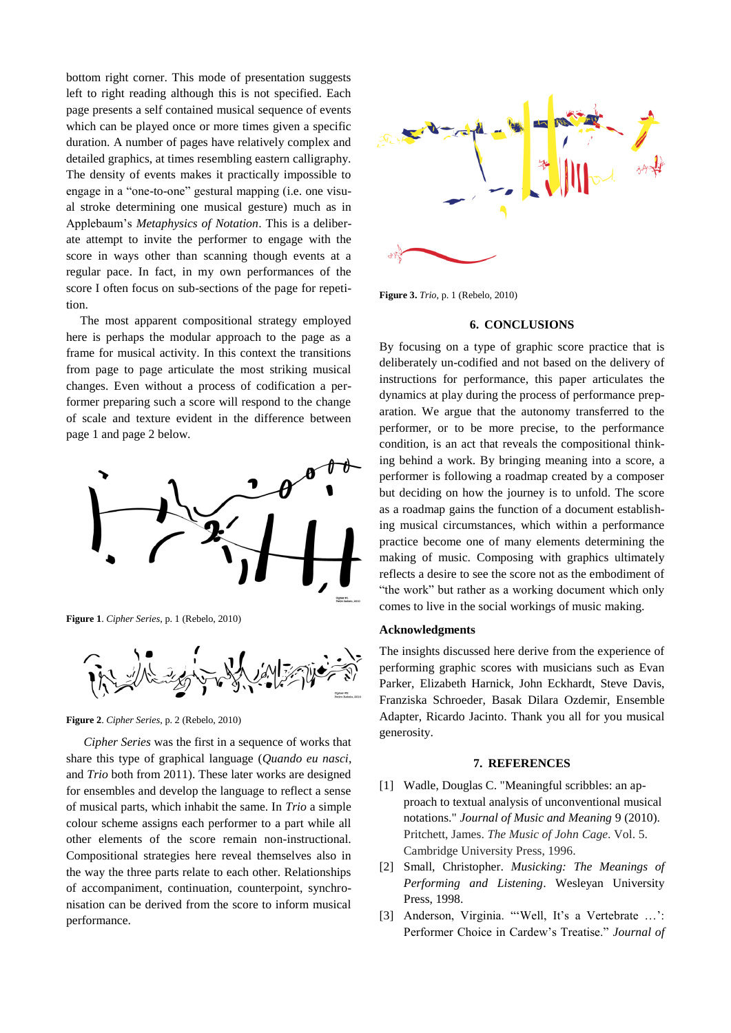bottom right corner. This mode of presentation suggests left to right reading although this is not specified. Each page presents a self contained musical sequence of events which can be played once or more times given a specific duration. A number of pages have relatively complex and detailed graphics, at times resembling eastern calligraphy. The density of events makes it practically impossible to engage in a "one-to-one" gestural mapping (i.e. one visual stroke determining one musical gesture) much as in Applebaum's *Metaphysics of Notation*. This is a deliberate attempt to invite the performer to engage with the score in ways other than scanning though events at a regular pace. In fact, in my own performances of the score I often focus on sub-sections of the page for repetition.

The most apparent compositional strategy employed here is perhaps the modular approach to the page as a frame for musical activity. In this context the transitions from page to page articulate the most striking musical changes. Even without a process of codification a performer preparing such a score will respond to the change of scale and texture evident in the difference between page 1 and page 2 below.

**Figure 1**. *Cipher Series*, p. 1 (Rebelo, 2010)

**Figure 2**. *Cipher Series*, p. 2 (Rebelo, 2010)

*Cipher Series* was the first in a sequence of works that share this type of graphical language (*Quando eu nasci*, and *Trio* both from 2011). These later works are designed for ensembles and develop the language to reflect a sense of musical parts, which inhabit the same. In *Trio* a simple colour scheme assigns each performer to a part while all other elements of the score remain non-instructional. Compositional strategies here reveal themselves also in the way the three parts relate to each other. Relationships of accompaniment, continuation, counterpoint, synchronisation can be derived from the score to inform musical performance.

**Figure 3.** *Trio*, p. 1 (Rebelo, 2010)

## 6. CONCLUSIONS

By focusing on a type of graphic score practice that is deliberately un-codified and not based on the delivery of instructions for performance, this paper articulates the dynamics at play during the process of performance preparation. We argue that the autonomy transferred to the performer, or to be more precise, to the performance condition, is an act that reveals the compositional thinking behind a work. By bringing meaning into a score, a performer is following a roadmap created by a composer but deciding on how the journey is to unfold. The score as a roadmap gains the function of a document establishing musical circumstances, which within a performance practice become one of many elements determining the making of music. Composing with graphics ultimately reflects a desire to see the score not as the embodiment of "the work" but rather as a working document which only comes to live in the social workings of music making.

### Acknowledgments

The insights discussed here derive from the experience of performing graphic scores with musicians such as Evan Parker, Elizabeth Harnick, John Eckhardt, Steve Davis, Franziska Schroeder, Basak Dilara Ozdemir, Ensemble Adapter, Ricardo Jacinto. Thank you all for you musical generosity.

## 7. REFERENCES

[1] Wadle, Douglas C. "Meaningful scribbles: an approach to textual analysis of unconventional musical notations." *Journal of Music and Meaning* 9 (2010). Pritchett, James. *The Music of John Cage*. Vol. 5. Cambridge University Press, 1996.

[2] Small, Christopher. *Musicking: The Meanings of Performing and Listening*. Wesleyan University Press, 1998.

[3] Anderson, Virginia. "'Well, It's a Vertebrate …': Performer Choice in Cardew's Treatise." *Journal of*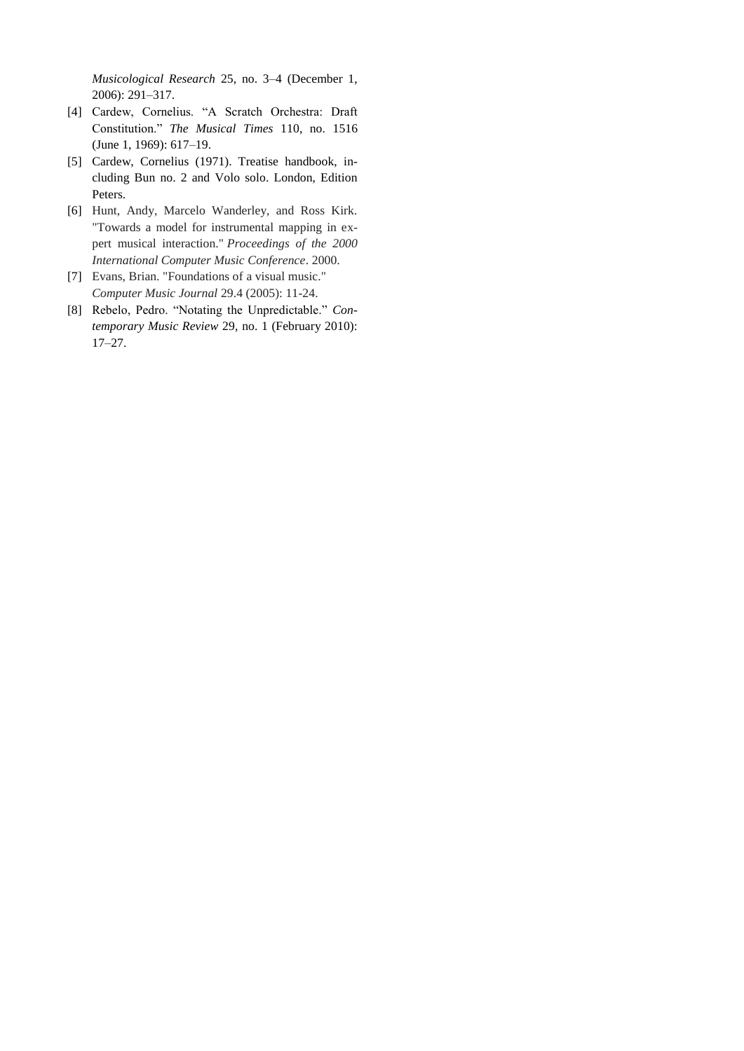*Musicological Research* 25, no. 3–4 (December 1, 2006): 291–317.

[4] Cardew, Cornelius. "A Scratch Orchestra: Draft Constitution." *The Musical Times* 110, no. 1516 (June 1, 1969): 617–19.

[5] Cardew, Cornelius (1971). Treatise handbook, including Bun no. 2 and Volo solo. London, Edition Peters.

[6] Hunt, Andy, Marcelo Wanderley, and Ross Kirk. "Towards a model for instrumental mapping in expert musical interaction." *Proceedings of the 2000 International Computer Music Conference*. 2000.

[7] Evans, Brian. "Foundations of a visual music." *Computer Music Journal* 29.4 (2005): 11-24.

[8] Rebelo, Pedro. "Notating the Unpredictable." *Contemporary Music Review* 29, no. 1 (February 2010): 17–27.